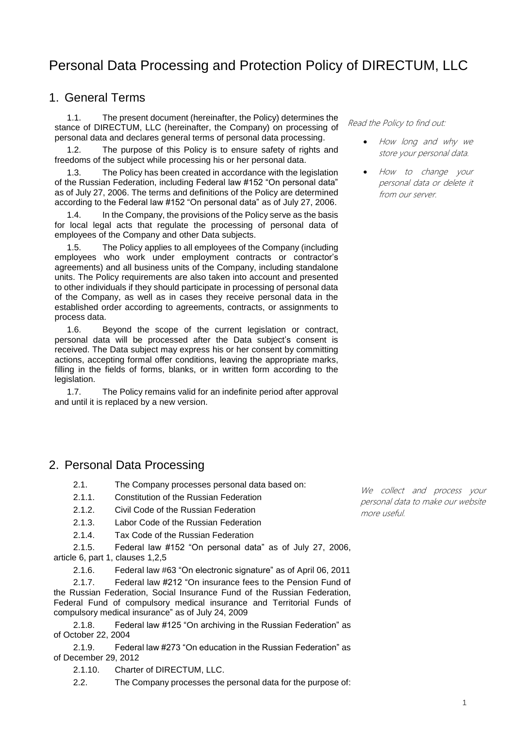# Personal Data Processing and Protection Policy of DIRECTUM, LLC

## 1. General Terms

*Read the Policy to find out:*

- *How long and why we store your personal data.*
- *How to change your personal data or delete it from our server.*

1.1. The present document (hereinafter, the Policy) determines the stance of DIRECTUM, LLC (hereinafter, the Company) on processing of personal data and declares general terms of personal data processing.

1.2. The purpose of this Policy is to ensure safety of rights and freedoms of the subject while processing his or her personal data.

1.3. The Policy has been created in accordance with the legislation of the Russian Federation, including Federal law #152 "On personal data" as of July 27, 2006. The terms and definitions of the Policy are determined according to the Federal law #152 "On personal data" as of July 27, 2006.

1.4. In the Company, the provisions of the Policy serve as the basis for local legal acts that regulate the processing of personal data of employees of the Company and other Data subjects.

1.5. The Policy applies to all employees of the Company (including employees who work under employment contracts or contractor's agreements) and all business units of the Company, including standalone units. The Policy requirements are also taken into account and presented to other individuals if they should participate in processing of personal data of the Company, as well as in cases they receive personal data in the established order according to agreements, contracts, or assignments to process data.

1.6. Beyond the scope of the current legislation or contract, personal data will be processed after the Data subject's consent is received. The Data subject may express his or her consent by committing actions, accepting formal offer conditions, leaving the appropriate marks, filling in the fields of forms, blanks, or in written form according to the legislation.

1.7. The Policy remains valid for an indefinite period after approval and until it is replaced by a new version.

## 2. Personal Data Processing

*We collect and process your personal data to make our website more useful.*

2.1. The Company processes personal data based on:

2.1.1. Constitution of the Russian Federation

2.1.2. Civil Code of the Russian Federation

2.1.3. Labor Code of the Russian Federation

2.1.4. Tax Code of the Russian Federation

2.1.5. Federal law #152 "On personal data" as of July 27, 2006, article 6, part 1, clauses 1,2,5

2.1.6. Federal law #63 "On electronic signature" as of April 06, 2011

2.1.7. Federal law #212 "On insurance fees to the Pension Fund of the Russian Federation, Social Insurance Fund of the Russian Federation, Federal Fund of compulsory medical insurance and Territorial Funds of compulsory medical insurance" as of July 24, 2009

2.1.8. Federal law #125 "On archiving in the Russian Federation" as of October 22, 2004

2.1.9. Federal law #273 "On education in the Russian Federation" as of December 29, 2012

2.1.10. Charter of DIRECTUM, LLC.

2.2. The Company processes the personal data for the purpose of: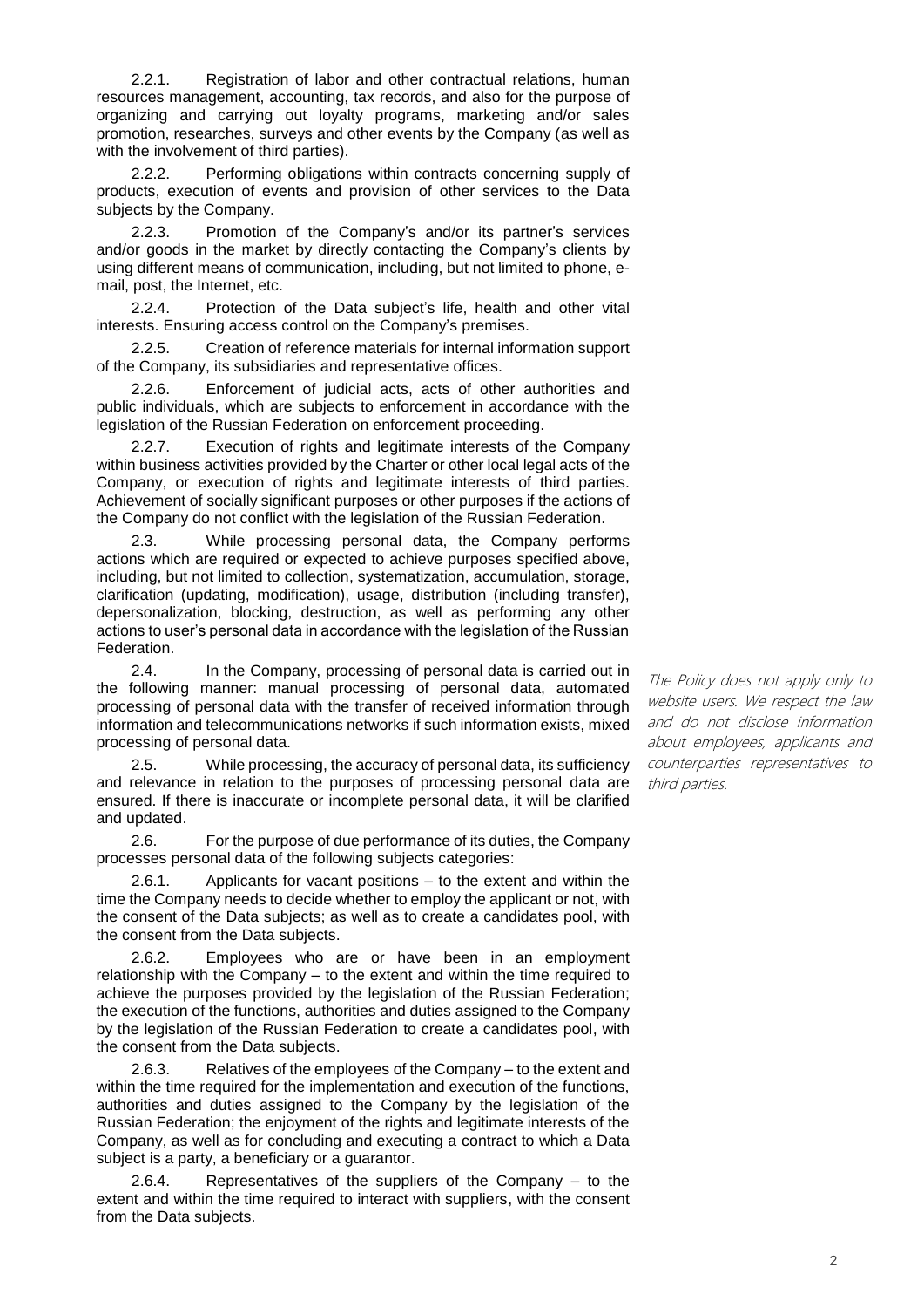2.2.1. Registration of labor and other contractual relations, human resources management, accounting, tax records, and also for the purpose of organizing and carrying out loyalty programs, marketing and/or sales promotion, researches, surveys and other events by the Company (as well as with the involvement of third parties).

2.2.2. Performing obligations within contracts concerning supply of products, execution of events and provision of other services to the Data subjects by the Company.

2.2.3. Promotion of the Company's and/or its partner's services and/or goods in the market by directly contacting the Company's clients by using different means of communication, including, but not limited to phone, e-mail, post, the Internet, etc.

2.2.4. Protection of the Data subject's life, health and other vital interests. Ensuring access control on the Company's premises.

2.2.5. Creation of reference materials for internal information support of the Company, its subsidiaries and representative offices.

2.2.6. Enforcement of judicial acts, acts of other authorities and public individuals, which are subjects to enforcement in accordance with the legislation of the Russian Federation on enforcement proceeding.

2.2.7. Execution of rights and legitimate interests of the Company within business activities provided by the Charter or other local legal acts of the Company, or execution of rights and legitimate interests of third parties. Achievement of socially significant purposes or other purposes if the actions of the Company do not conflict with the legislation of the Russian Federation.

2.3. While processing personal data, the Company performs actions which are required or expected to achieve purposes specified above, including, but not limited to collection, systematization, accumulation, storage, clarification (updating, modification), usage, distribution (including transfer), depersonalization, blocking, destruction, as well as performing any other actions to user's personal data in accordance with the legislation of the Russian Federation.

2.4. In the Company, processing of personal data is carried out in the following manner: manual processing of personal data, automated processing of personal data with the transfer of received information through information and telecommunications networks if such information exists, mixed processing of personal data.

*The Policy does not apply only to website users. We respect the law and do not disclose information about employees, applicants and counterparties representatives to third parties.*

2.5. While processing, the accuracy of personal data, its sufficiency and relevance in relation to the purposes of processing personal data are ensured. If there is inaccurate or incomplete personal data, it will be clarified and updated.

2.6. For the purpose of due performance of its duties, the Company processes personal data of the following subjects categories:

2.6.1. Applicants for vacant positions – to the extent and within the time the Company needs to decide whether to employ the applicant or not, with the consent of the Data subjects; as well as to create a candidates pool, with the consent from the Data subjects.

2.6.2. Employees who are or have been in an employment relationship with the Company – to the extent and within the time required to achieve the purposes provided by the legislation of the Russian Federation; the execution of the functions, authorities and duties assigned to the Company by the legislation of the Russian Federation to create a candidates pool, with the consent from the Data subjects.

2.6.3. Relatives of the employees of the Company – to the extent and within the time required for the implementation and execution of the functions, authorities and duties assigned to the Company by the legislation of the Russian Federation; the enjoyment of the rights and legitimate interests of the Company, as well as for concluding and executing a contract to which a Data subject is a party, a beneficiary or a guarantor.

2.6.4. Representatives of the suppliers of the Company – to the extent and within the time required to interact with suppliers, with the consent from the Data subjects.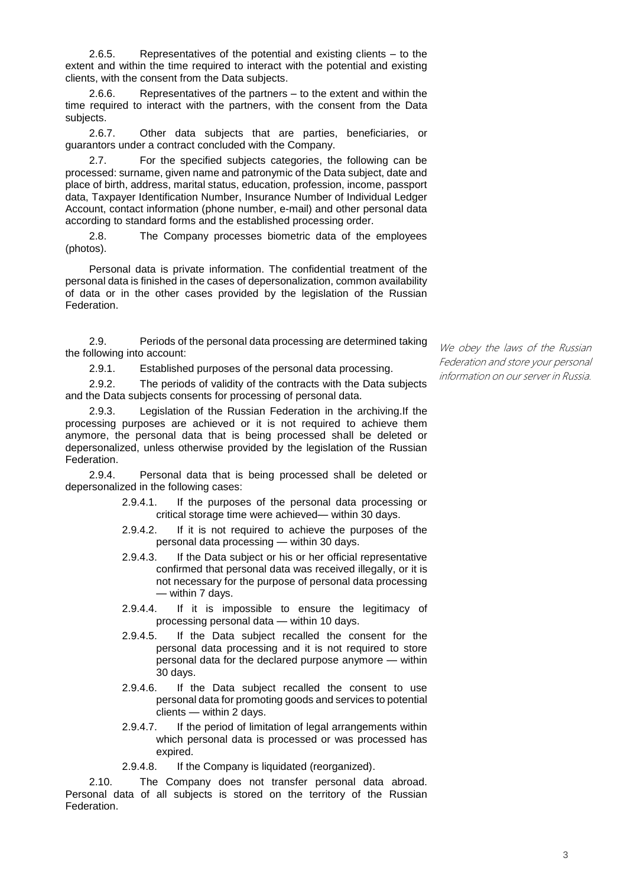2.6.5. Representatives of the potential and existing clients – to the extent and within the time required to interact with the potential and existing clients, with the consent from the Data subjects.

2.6.6. Representatives of the partners – to the extent and within the time required to interact with the partners, with the consent from the Data subjects.

2.6.7. Other data subjects that are parties, beneficiaries, or guarantors under a contract concluded with the Company.

2.7. For the specified subjects categories, the following can be processed: surname, given name and patronymic of the Data subject, date and place of birth, address, marital status, education, profession, income, passport data, Taxpayer Identification Number, Insurance Number of Individual Ledger Account, contact information (phone number, e-mail) and other personal data according to standard forms and the established processing order.

2.8. The Company processes biometric data of the employees (photos).

Personal data is private information. The confidential treatment of the personal data is finished in the cases of depersonalization, common availability of data or in the other cases provided by the legislation of the Russian Federation.

2.9. Periods of the personal data processing are determined taking the following into account:

*We obey the laws of the Russian Federation and store your personal information on our server in Russia.*

2.9.1. Established purposes of the personal data processing.

2.9.2. The periods of validity of the contracts with the Data subjects and the Data subjects consents for processing of personal data.

2.9.3. Legislation of the Russian Federation in the archiving.If the processing purposes are achieved or it is not required to achieve them anymore, the personal data that is being processed shall be deleted or depersonalized, unless otherwise provided by the legislation of the Russian Federation.

2.9.4. Personal data that is being processed shall be deleted or depersonalized in the following cases:

- 2.9.4.1. If the purposes of the personal data processing or critical storage time were achieved— within 30 days.
- 2.9.4.2. If it is not required to achieve the purposes of the personal data processing — within 30 days.
- 2.9.4.3. If the Data subject or his or her official representative confirmed that personal data was received illegally, or it is not necessary for the purpose of personal data processing — within 7 days.
- 2.9.4.4. If it is impossible to ensure the legitimacy of processing personal data — within 10 days.
- 2.9.4.5. If the Data subject recalled the consent for the personal data processing and it is not required to store personal data for the declared purpose anymore — within 30 days.
- 2.9.4.6. If the Data subject recalled the consent to use personal data for promoting goods and services to potential clients — within 2 days.
- 2.9.4.7. If the period of limitation of legal arrangements within which personal data is processed or was processed has expired.
- 2.9.4.8. If the Company is liquidated (reorganized).

2.10. The Company does not transfer personal data abroad. Personal data of all subjects is stored on the territory of the Russian Federation.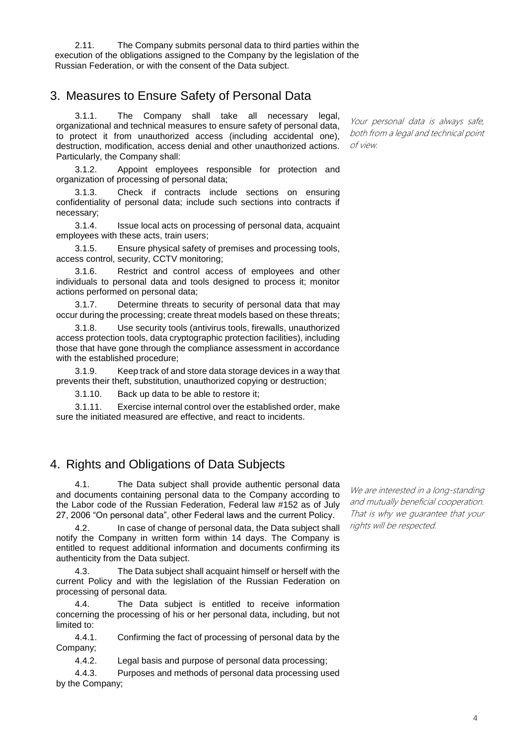2.11. The Company submits personal data to third parties within the execution of the obligations assigned to the Company by the legislation of the Russian Federation, or with the consent of the Data subject.

## 3. Measures to Ensure Safety of Personal Data

*Your personal data is always safe, both from a legal and technical point of view.*

3.1.1. The Company shall take all necessary legal, organizational and technical measures to ensure safety of personal data, to protect it from unauthorized access (including accidental one), destruction, modification, access denial and other unauthorized actions. Particularly, the Company shall:

3.1.2. Appoint employees responsible for protection and organization of processing of personal data;

3.1.3. Check if contracts include sections on ensuring confidentiality of personal data; include such sections into contracts if necessary;

3.1.4. Issue local acts on processing of personal data, acquaint employees with these acts, train users;

3.1.5. Ensure physical safety of premises and processing tools, access control, security, CCTV monitoring;

3.1.6. Restrict and control access of employees and other individuals to personal data and tools designed to process it; monitor actions performed on personal data;

3.1.7. Determine threats to security of personal data that may occur during the processing; create threat models based on these threats;

3.1.8. Use security tools (antivirus tools, firewalls, unauthorized access protection tools, data cryptographic protection facilities), including those that have gone through the compliance assessment in accordance with the established procedure;

3.1.9. Keep track of and store data storage devices in a way that prevents their theft, substitution, unauthorized copying or destruction;

3.1.10. Back up data to be able to restore it;

3.1.11. Exercise internal control over the established order, make sure the initiated measured are effective, and react to incidents.

## 4. Rights and Obligations of Data Subjects

*We are interested in a long-standing and mutually beneficial cooperation. That is why we guarantee that your rights will be respected.*

4.1. The Data subject shall provide authentic personal data and documents containing personal data to the Company according to the Labor code of the Russian Federation, Federal law #152 as of July 27, 2006 "On personal data", other Federal laws and the current Policy.

4.2. In case of change of personal data, the Data subject shall notify the Company in written form within 14 days. The Company is entitled to request additional information and documents confirming its authenticity from the Data subject.

4.3. The Data subject shall acquaint himself or herself with the current Policy and with the legislation of the Russian Federation on processing of personal data.

4.4. The Data subject is entitled to receive information concerning the processing of his or her personal data, including, but not limited to:

4.4.1. Confirming the fact of processing of personal data by the Company;

4.4.2. Legal basis and purpose of personal data processing;

4.4.3. Purposes and methods of personal data processing used by the Company;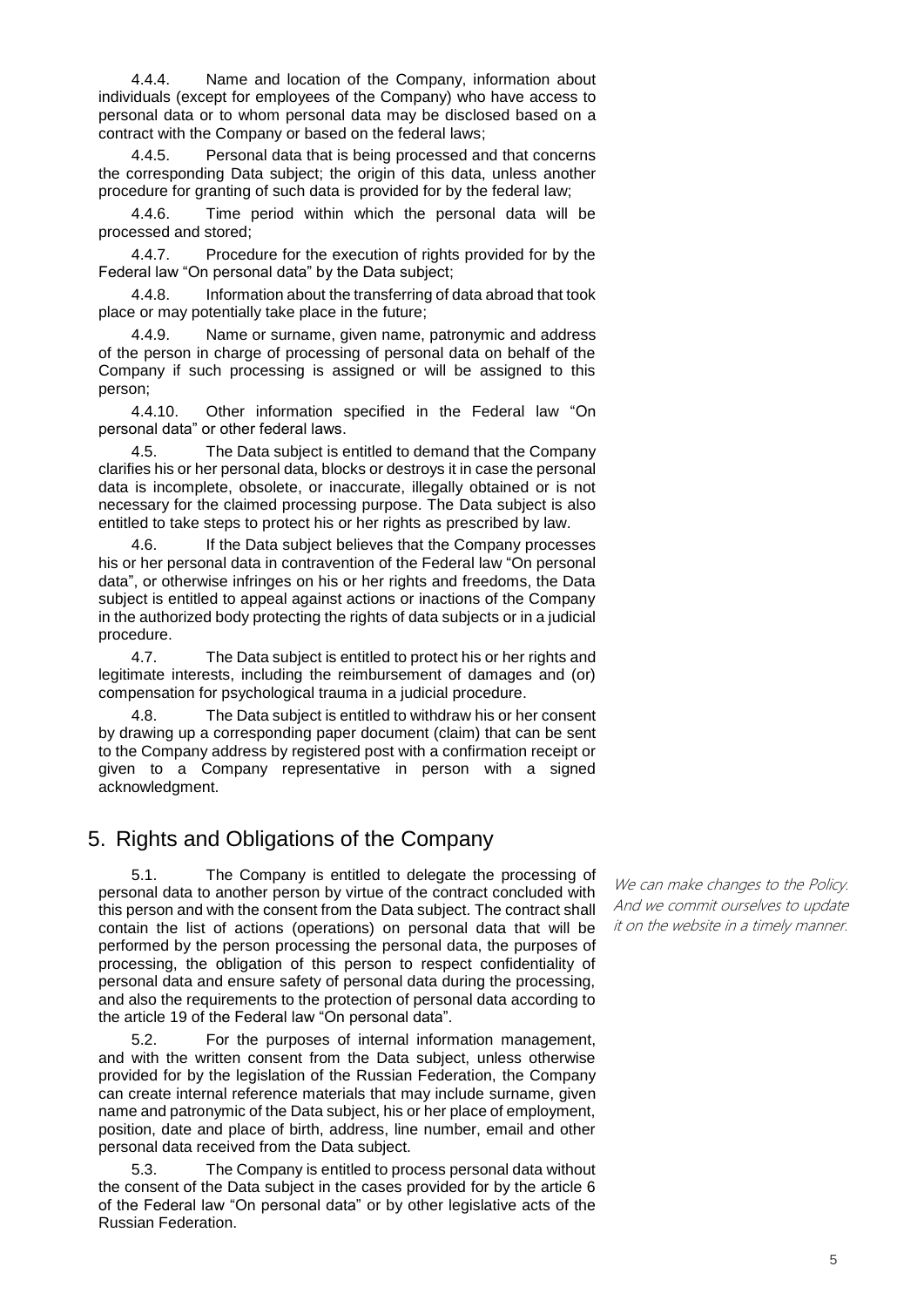4.4.4. Name and location of the Company, information about individuals (except for employees of the Company) who have access to personal data or to whom personal data may be disclosed based on a contract with the Company or based on the federal laws;

4.4.5. Personal data that is being processed and that concerns the corresponding Data subject; the origin of this data, unless another procedure for granting of such data is provided for by the federal law;

4.4.6. Time period within which the personal data will be processed and stored;

4.4.7. Procedure for the execution of rights provided for by the Federal law "On personal data" by the Data subject;

4.4.8. Information about the transferring of data abroad that took place or may potentially take place in the future;

4.4.9. Name or surname, given name, patronymic and address of the person in charge of processing of personal data on behalf of the Company if such processing is assigned or will be assigned to this person;

4.4.10. Other information specified in the Federal law "On personal data" or other federal laws.

4.5. The Data subject is entitled to demand that the Company clarifies his or her personal data, blocks or destroys it in case the personal data is incomplete, obsolete, or inaccurate, illegally obtained or is not necessary for the claimed processing purpose. The Data subject is also entitled to take steps to protect his or her rights as prescribed by law.

4.6. If the Data subject believes that the Company processes his or her personal data in contravention of the Federal law "On personal data", or otherwise infringes on his or her rights and freedoms, the Data subject is entitled to appeal against actions or inactions of the Company in the authorized body protecting the rights of data subjects or in a judicial procedure.

4.7. The Data subject is entitled to protect his or her rights and legitimate interests, including the reimbursement of damages and (or) compensation for psychological trauma in a judicial procedure.

4.8. The Data subject is entitled to withdraw his or her consent by drawing up a corresponding paper document (claim) that can be sent to the Company address by registered post with a confirmation receipt or given to a Company representative in person with a signed acknowledgment.

## 5. Rights and Obligations of the Company

*We can make changes to the Policy. And we commit ourselves to update it on the website in a timely manner.*

5.1. The Company is entitled to delegate the processing of personal data to another person by virtue of the contract concluded with this person and with the consent from the Data subject. The contract shall contain the list of actions (operations) on personal data that will be performed by the person processing the personal data, the purposes of processing, the obligation of this person to respect confidentiality of personal data and ensure safety of personal data during the processing, and also the requirements to the protection of personal data according to the article 19 of the Federal law "On personal data".

5.2. For the purposes of internal information management, and with the written consent from the Data subject, unless otherwise provided for by the legislation of the Russian Federation, the Company can create internal reference materials that may include surname, given name and patronymic of the Data subject, his or her place of employment, position, date and place of birth, address, line number, email and other personal data received from the Data subject.

5.3. The Company is entitled to process personal data without the consent of the Data subject in the cases provided for by the article 6 of the Federal law "On personal data" or by other legislative acts of the Russian Federation.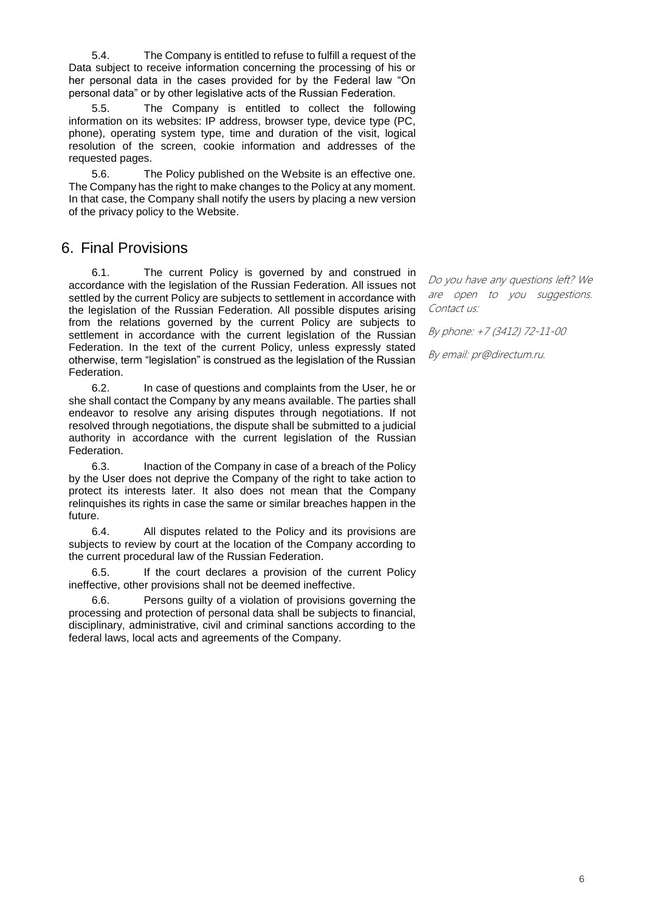5.4. The Company is entitled to refuse to fulfill a request of the Data subject to receive information concerning the processing of his or her personal data in the cases provided for by the Federal law "On personal data" or by other legislative acts of the Russian Federation.

5.5. The Company is entitled to collect the following information on its websites: IP address, browser type, device type (PC, phone), operating system type, time and duration of the visit, logical resolution of the screen, cookie information and addresses of the requested pages.

5.6. The Policy published on the Website is an effective one. The Company has the right to make changes to the Policy at any moment. In that case, the Company shall notify the users by placing a new version of the privacy policy to the Website.

## 6. Final Provisions

6.1. The current Policy is governed by and construed in accordance with the legislation of the Russian Federation. All issues not settled by the current Policy are subjects to settlement in accordance with the legislation of the Russian Federation. All possible disputes arising from the relations governed by the current Policy are subjects to settlement in accordance with the current legislation of the Russian Federation. In the text of the current Policy, unless expressly stated otherwise, term "legislation" is construed as the legislation of the Russian Federation.

6.2. In case of questions and complaints from the User, he or she shall contact the Company by any means available. The parties shall endeavor to resolve any arising disputes through negotiations. If not resolved through negotiations, the dispute shall be submitted to a judicial authority in accordance with the current legislation of the Russian Federation.

6.3. Inaction of the Company in case of a breach of the Policy by the User does not deprive the Company of the right to take action to protect its interests later. It also does not mean that the Company relinquishes its rights in case the same or similar breaches happen in the future.

6.4. All disputes related to the Policy and its provisions are subjects to review by court at the location of the Company according to the current procedural law of the Russian Federation.

6.5. If the court declares a provision of the current Policy ineffective, other provisions shall not be deemed ineffective.

6.6. Persons guilty of a violation of provisions governing the processing and protection of personal data shall be subjects to financial, disciplinary, administrative, civil and criminal sanctions according to the federal laws, local acts and agreements of the Company.

*Do you have any questions left? We are open to you suggestions. Contact us:*

*By phone: +7 (3412) 72-11-00*

*By email: pr@directum.ru.*